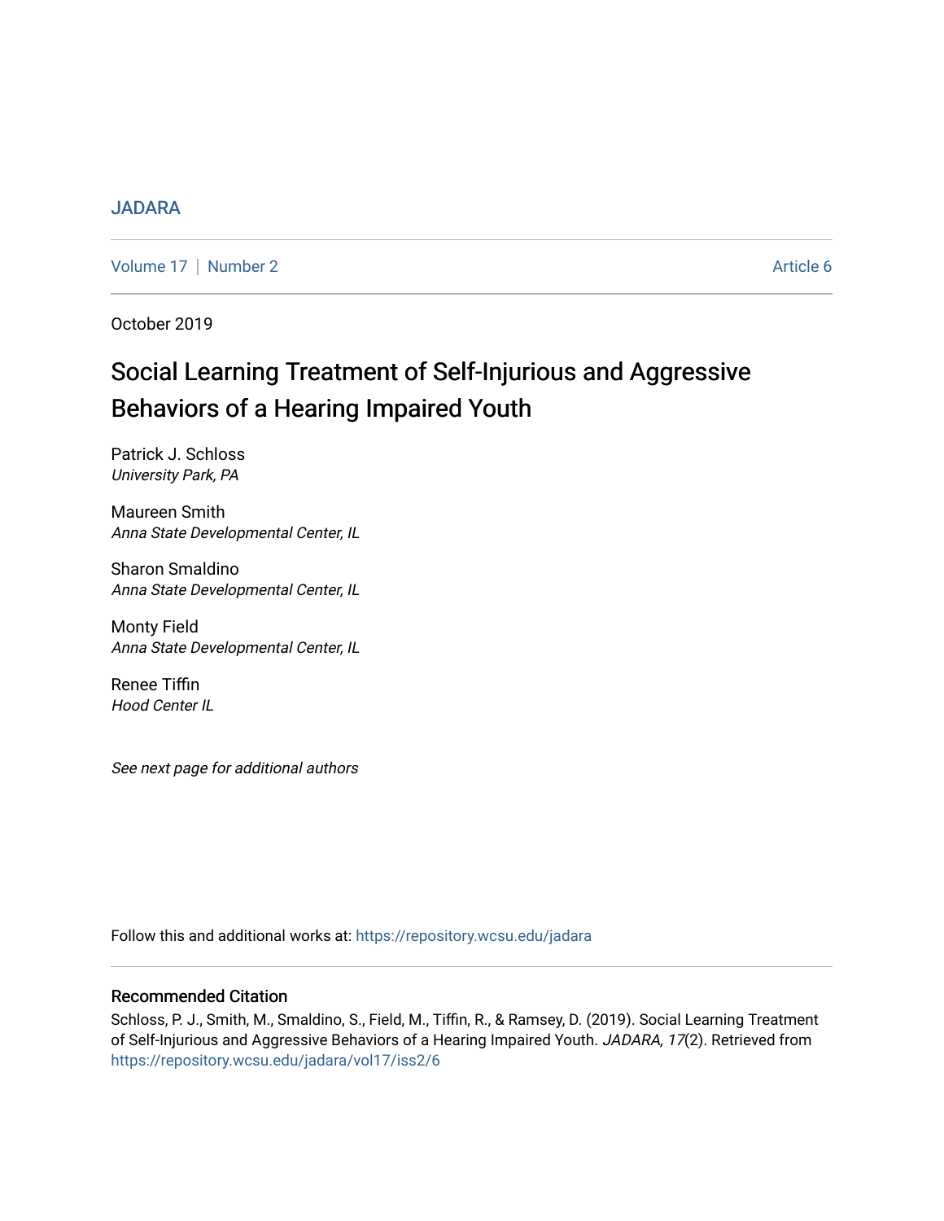JADARA

Volume 17 | Number 2 Article 6

October 2019

# Social Learning Treatment of Self-Injurious and Aggressive Behaviors of a Hearing Impaired Youth

Patrick J. Schloss
*University Park, PA*

Maureen Smith
*Anna State Developmental Center, IL*

Sharon Smaldino
*Anna State Developmental Center, IL*

Monty Field
*Anna State Developmental Center, IL*

Renee Tiffin
*Hood Center IL*

*See next page for additional authors*

Follow this and additional works at: https://repository.wcsu.edu/jadara

## Recommended Citation

Schloss, P. J., Smith, M., Smaldino, S., Field, M., Tiffin, R., & Ramsey, D. (2019). Social Learning Treatment of Self-Injurious and Aggressive Behaviors of a Hearing Impaired Youth. *JADARA, 17*(2). Retrieved from https://repository.wcsu.edu/jadara/vol17/iss2/6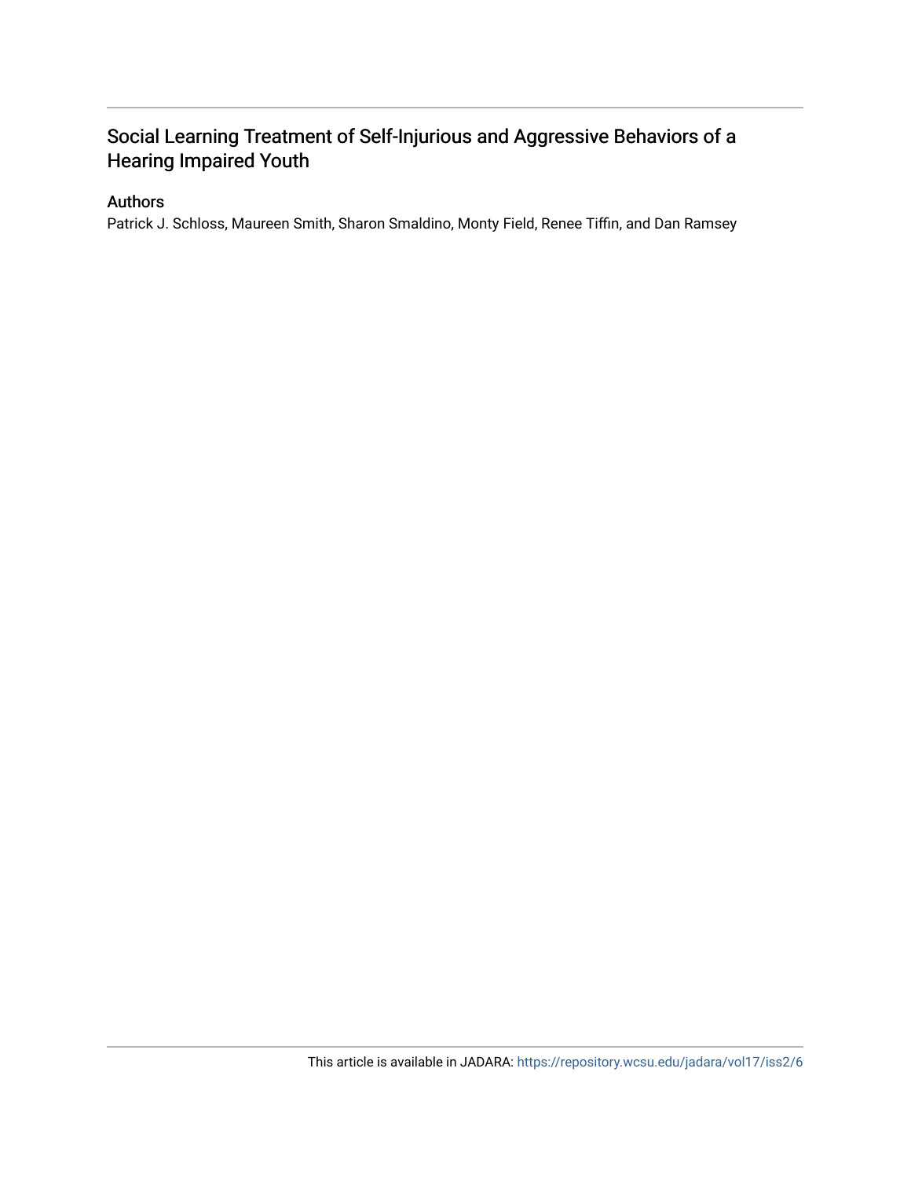# Social Learning Treatment of Self-Injurious and Aggressive Behaviors of a Hearing Impaired Youth

## Authors

Patrick J. Schloss, Maureen Smith, Sharon Smaldino, Monty Field, Renee Tiffin, and Dan Ramsey

This article is available in JADARA: https://repository.wcsu.edu/jadara/vol17/iss2/6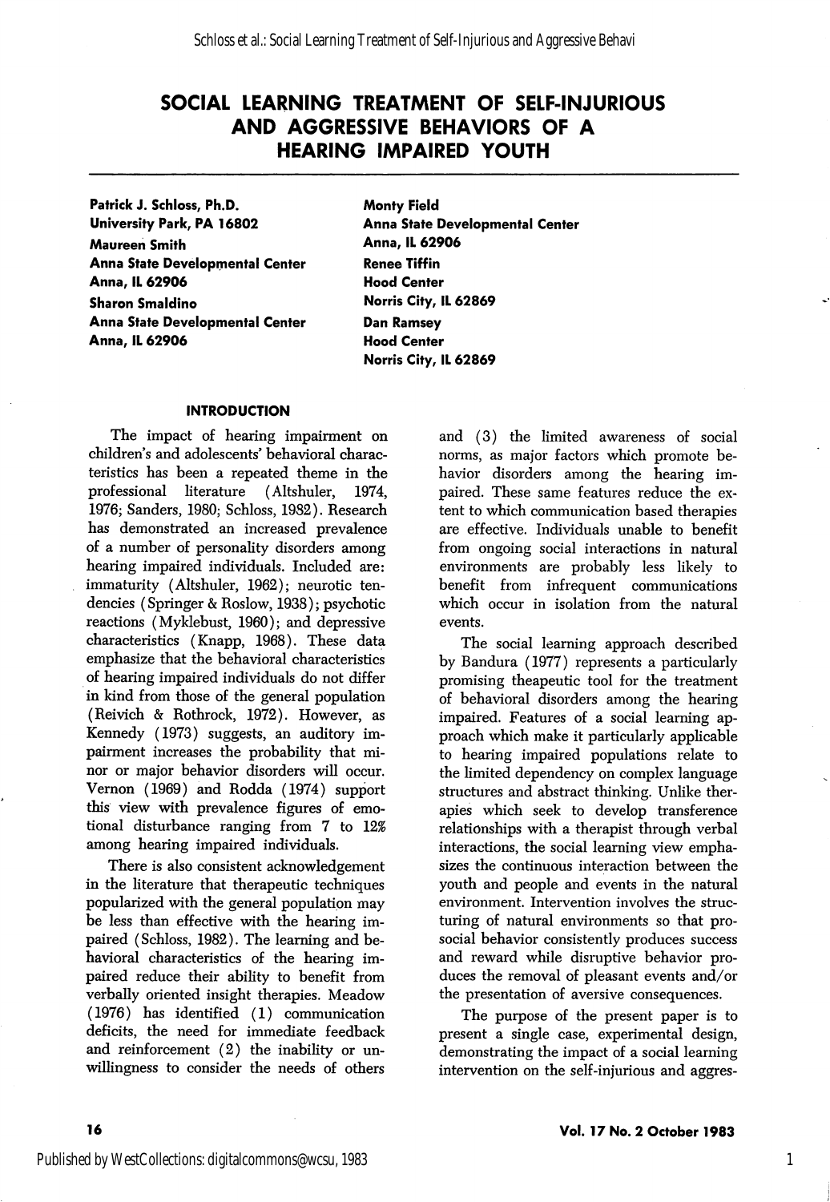# SOCIAL LEARNING TREATMENT OF SELF-INJURIOUS AND AGGRESSIVE BEHAVIORS OF A HEARING IMPAIRED YOUTH

**Patrick J. Schloss, Ph.D.**
**University Park, PA 16802**
**Maureen Smith**
**Anna State Developmental Center**
**Anna, IL 62906**
**Sharon Smaldino**
**Anna State Developmental Center**
**Anna, IL 62906**

**Monty Field**
**Anna State Developmental Center**
**Anna, IL 62906**
**Renee Tiffin**
**Hood Center**
**Norris City, IL 62869**
**Dan Ramsey**
**Hood Center**
**Norris City, IL 62869**

## INTRODUCTION

The impact of hearing impairment on children's and adolescents' behavioral characteristics has been a repeated theme in the professional literature (Altshuler, 1974, 1976; Sanders, 1980; Schloss, 1982). Research has demonstrated an increased prevalence of a number of personality disorders among hearing impaired individuals. Included are: immaturity (Altshuler, 1962); neurotic tendencies (Springer & Roslow, 1938); psychotic reactions (Myklebust, 1960); and depressive characteristics (Knapp, 1968). These data emphasize that the behavioral characteristics of hearing impaired individuals do not differ in kind from those of the general population (Reivich & Rothrock, 1972). However, as Kennedy (1973) suggests, an auditory impairment increases the probability that minor or major behavior disorders will occur. Vernon (1969) and Rodda (1974) support this view with prevalence figures of emotional disturbance ranging from 7 to 12% among hearing impaired individuals.

There is also consistent acknowledgement in the literature that therapeutic techniques popularized with the general population may be less than effective with the hearing impaired (Schloss, 1982). The learning and behavioral characteristics of the hearing impaired reduce their ability to benefit from verbally oriented insight therapies. Meadow (1976) has identified (1) communication deficits, the need for immediate feedback and reinforcement (2) the inability or unwillingness to consider the needs of others and (3) the limited awareness of social norms, as major factors which promote behavior disorders among the hearing impaired. These same features reduce the extent to which communication based therapies are effective. Individuals unable to benefit from ongoing social interactions in natural environments are probably less likely to benefit from infrequent communications which occur in isolation from the natural events.

The social learning approach described by Bandura (1977) represents a particularly promising theapeutic tool for the treatment of behavioral disorders among the hearing impaired. Features of a social learning approach which make it particularly applicable to hearing impaired populations relate to the limited dependency on complex language structures and abstract thinking. Unlike therapies which seek to develop transference relationships with a therapist through verbal interactions, the social learning view emphasizes the continuous interaction between the youth and people and events in the natural environment. Intervention involves the structuring of natural environments so that prosocial behavior consistently produces success and reward while disruptive behavior produces the removal of pleasant events and/or the presentation of aversive consequences.

The purpose of the present paper is to present a single case, experimental design, demonstrating the impact of a social learning intervention on the self-injurious and aggres-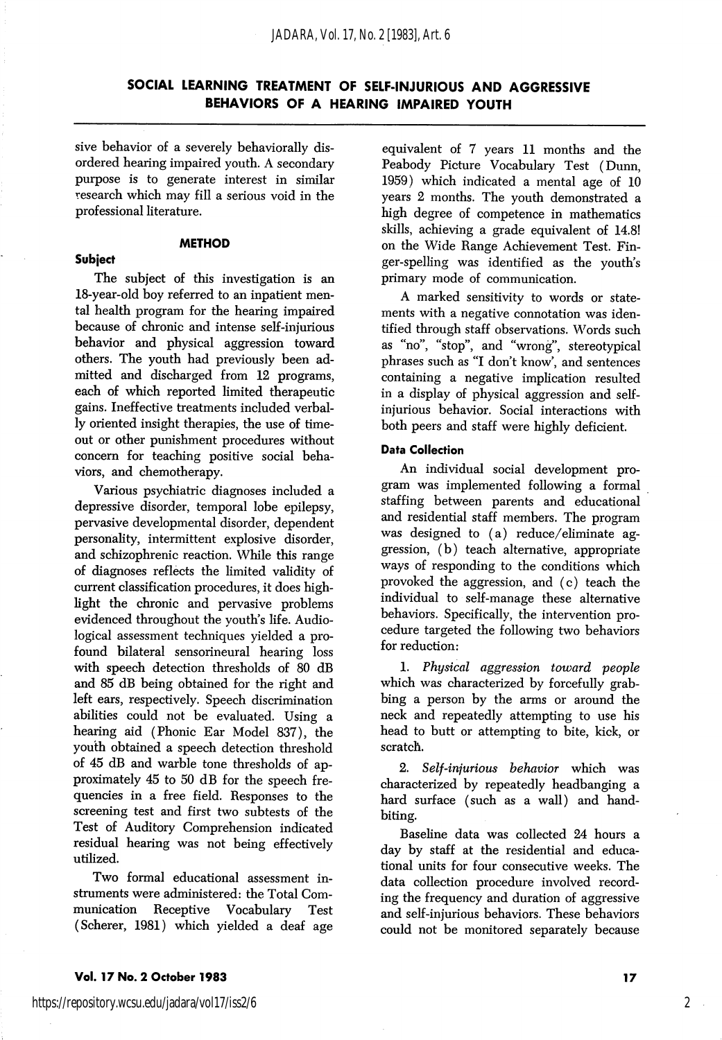sive behavior of a severely behaviorally disordered hearing impaired youth. A secondary purpose is to generate interest in similar research which may fill a serious void in the professional literature.

## METHOD

### Subject

The subject of this investigation is an 18-year-old boy referred to an inpatient mental health program for the hearing impaired because of chronic and intense self-injurious behavior and physical aggression toward others. The youth had previously been admitted and discharged from 12 programs, each of which reported limited therapeutic gains. Ineffective treatments included verbally oriented insight therapies, the use of time-out or other punishment procedures without concern for teaching positive social behaviors, and chemotherapy.

Various psychiatric diagnoses included a depressive disorder, temporal lobe epilepsy, pervasive developmental disorder, dependent personality, intermittent explosive disorder, and schizophrenic reaction. While this range of diagnoses reflects the limited validity of current classification procedures, it does highlight the chronic and pervasive problems evidenced throughout the youth's life. Audiological assessment techniques yielded a profound bilateral sensorineural hearing loss with speech detection thresholds of 80 dB and 85 dB being obtained for the right and left ears, respectively. Speech discrimination abilities could not be evaluated. Using a hearing aid (Phonic Ear Model 837), the youth obtained a speech detection threshold of 45 dB and warble tone thresholds of approximately 45 to 50 dB for the speech frequencies in a free field. Responses to the screening test and first two subtests of the Test of Auditory Comprehension indicated residual hearing was not being effectively utilized.

Two formal educational assessment instruments were administered: the Total Communication Receptive Vocabulary Test (Scherer, 1981) which yielded a deaf age equivalent of 7 years 11 months and the Peabody Picture Vocabulary Test (Dunn, 1959) which indicated a mental age of 10 years 2 months. The youth demonstrated a high degree of competence in mathematics skills, achieving a grade equivalent of 14.8! on the Wide Range Achievement Test. Finger-spelling was identified as the youth's primary mode of communication.

A marked sensitivity to words or statements with a negative connotation was identified through staff observations. Words such as "no", "stop", and "wrong", stereotypical phrases such as "I don't know', and sentences containing a negative implication resulted in a display of physical aggression and self-injurious behavior. Social interactions with both peers and staff were highly deficient.

### Data Collection

An individual social development program was implemented following a formal staffing between parents and educational and residential staff members. The program was designed to (a) reduce/eliminate aggression, (b) teach alternative, appropriate ways of responding to the conditions which provoked the aggression, and (c) teach the individual to self-manage these alternative behaviors. Specifically, the intervention procedure targeted the following two behaviors for reduction:

1. *Physical aggression toward people* which was characterized by forcefully grabbing a person by the arms or around the neck and repeatedly attempting to use his head to butt or attempting to bite, kick, or scratch.

2. *Self-injurious behavior* which was characterized by repeatedly headbanging a hard surface (such as a wall) and hand-biting.

Baseline data was collected 24 hours a day by staff at the residential and educational units for four consecutive weeks. The data collection procedure involved recording the frequency and duration of aggressive and self-injurious behaviors. These behaviors could not be monitored separately because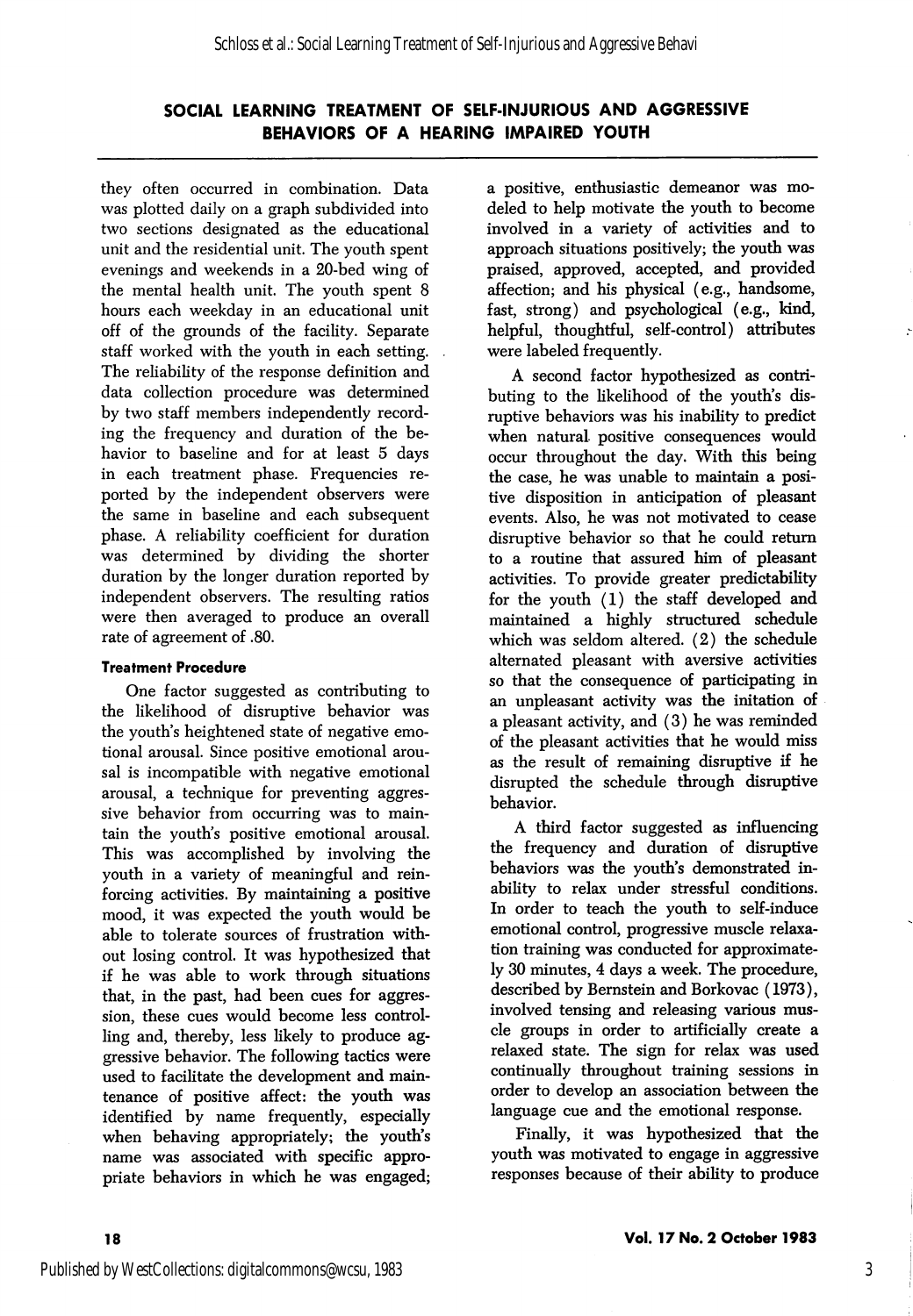they often occurred in combination. Data was plotted daily on a graph subdivided into two sections designated as the educational unit and the residential unit. The youth spent evenings and weekends in a 20-bed wing of the mental health unit. The youth spent 8 hours each weekday in an educational unit off of the grounds of the facility. Separate staff worked with the youth in each setting. The reliability of the response definition and data collection procedure was determined by two staff members independently recording the frequency and duration of the behavior to baseline and for at least 5 days in each treatment phase. Frequencies reported by the independent observers were the same in baseline and each subsequent phase. A reliability coefficient for duration was determined by dividing the shorter duration by the longer duration reported by independent observers. The resulting ratios were then averaged to produce an overall rate of agreement of .80.

#### Treatment Procedure

One factor suggested as contributing to the likelihood of disruptive behavior was the youth's heightened state of negative emotional arousal. Since positive emotional arousal is incompatible with negative emotional arousal, a technique for preventing aggressive behavior from occurring was to maintain the youth's positive emotional arousal. This was accomplished by involving the youth in a variety of meaningful and reinforcing activities. By maintaining a positive mood, it was expected the youth would be able to tolerate sources of frustration without losing control. It was hypothesized that if he was able to work through situations that, in the past, had been cues for aggression, these cues would become less controlling and, thereby, less likely to produce aggressive behavior. The following tactics were used to facilitate the development and maintenance of positive affect: the youth was identified by name frequently, especially when behaving appropriately; the youth's name was associated with specific appropriate behaviors in which he was engaged; a positive, enthusiastic demeanor was modeled to help motivate the youth to become involved in a variety of activities and to approach situations positively; the youth was praised, approved, accepted, and provided affection; and his physical (e.g., handsome, fast, strong) and psychological (e.g., kind, helpful, thoughtful, self-control) attributes were labeled frequently.

A second factor hypothesized as contributing to the likelihood of the youth's disruptive behaviors was his inability to predict when natural positive consequences would occur throughout the day. With this being the case, he was unable to maintain a positive disposition in anticipation of pleasant events. Also, he was not motivated to cease disruptive behavior so that he could return to a routine that assured him of pleasant activities. To provide greater predictability for the youth (1) the staff developed and maintained a highly structured schedule which was seldom altered. (2) the schedule alternated pleasant with aversive activities so that the consequence of participating in an unpleasant activity was the initation of a pleasant activity, and (3) he was reminded of the pleasant activities that he would miss as the result of remaining disruptive if he disrupted the schedule through disruptive behavior.

A third factor suggested as influencing the frequency and duration of disruptive behaviors was the youth's demonstrated inability to relax under stressful conditions. In order to teach the youth to self-induce emotional control, progressive muscle relaxation training was conducted for approximately 30 minutes, 4 days a week. The procedure, described by Bernstein and Borkovac (1973), involved tensing and releasing various muscle groups in order to artificially create a relaxed state. The sign for relax was used continually throughout training sessions in order to develop an association between the language cue and the emotional response.

Finally, it was hypothesized that the youth was motivated to engage in aggressive responses because of their ability to produce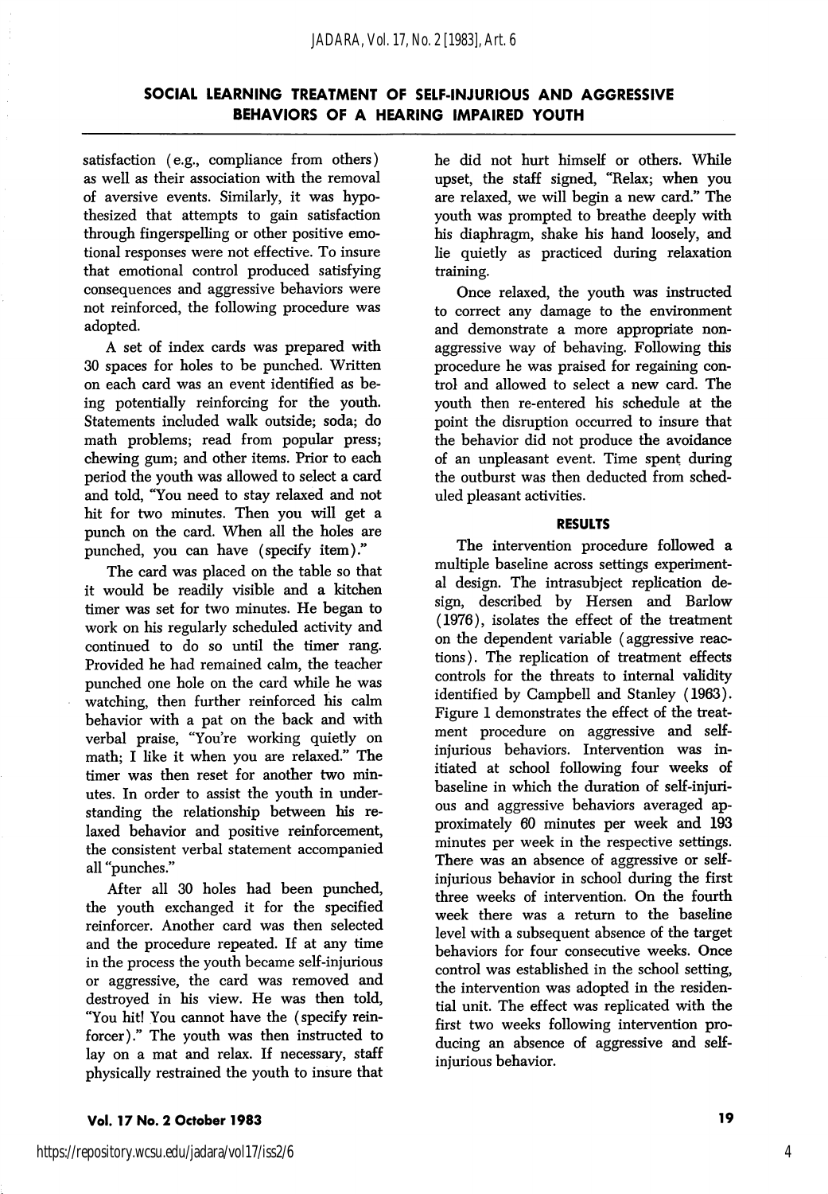satisfaction (e.g., compliance from others) as well as their association with the removal of aversive events. Similarly, it was hypothesized that attempts to gain satisfaction through fingerspelling or other positive emotional responses were not effective. To insure that emotional control produced satisfying consequences and aggressive behaviors were not reinforced, the following procedure was adopted.

A set of index cards was prepared with 30 spaces for holes to be punched. Written on each card was an event identified as being potentially reinforcing for the youth. Statements included walk outside; soda; do math problems; read from popular press; chewing gum; and other items. Prior to each period the youth was allowed to select a card and told, "You need to stay relaxed and not hit for two minutes. Then you will get a punch on the card. When all the holes are punched, you can have (specify item)."

The card was placed on the table so that it would be readily visible and a kitchen timer was set for two minutes. He began to work on his regularly scheduled activity and continued to do so until the timer rang. Provided he had remained calm, the teacher punched one hole on the card while he was watching, then further reinforced his calm behavior with a pat on the back and with verbal praise, "You're working quietly on math; I like it when you are relaxed." The timer was then reset for another two minutes. In order to assist the youth in understanding the relationship between his relaxed behavior and positive reinforcement, the consistent verbal statement accompanied all "punches."

After all 30 holes had been punched, the youth exchanged it for the specified reinforcer. Another card was then selected and the procedure repeated. If at any time in the process the youth became self-injurious or aggressive, the card was removed and destroyed in his view. He was then told, "You hit! You cannot have the (specify reinforcer)." The youth was then instructed to lay on a mat and relax. If necessary, staff physically restrained the youth to insure that he did not hurt himself or others. While upset, the staff signed, "Relax; when you are relaxed, we will begin a new card." The youth was prompted to breathe deeply with his diaphragm, shake his hand loosely, and lie quietly as practiced during relaxation training.

Once relaxed, the youth was instructed to correct any damage to the environment and demonstrate a more appropriate nonaggressive way of behaving. Following this procedure he was praised for regaining control and allowed to select a new card. The youth then re-entered his schedule at the point the disruption occurred to insure that the behavior did not produce the avoidance of an unpleasant event. Time spent during the outburst was then deducted from scheduled pleasant activities.

## RESULTS

The intervention procedure followed a multiple baseline across settings experimental design. The intrasubject replication design, described by Hersen and Barlow (1976), isolates the effect of the treatment on the dependent variable (aggressive reactions). The replication of treatment effects controls for the threats to internal validity identified by Campbell and Stanley (1963). Figure 1 demonstrates the effect of the treatment procedure on aggressive and self-injurious behaviors. Intervention was initiated at school following four weeks of baseline in which the duration of self-injurious and aggressive behaviors averaged approximately 60 minutes per week and 193 minutes per week in the respective settings. There was an absence of aggressive or self-injurious behavior in school during the first three weeks of intervention. On the fourth week there was a return to the baseline level with a subsequent absence of the target behaviors for four consecutive weeks. Once control was established in the school setting, the intervention was adopted in the residential unit. The effect was replicated with the first two weeks following intervention producing an absence of aggressive and self-injurious behavior.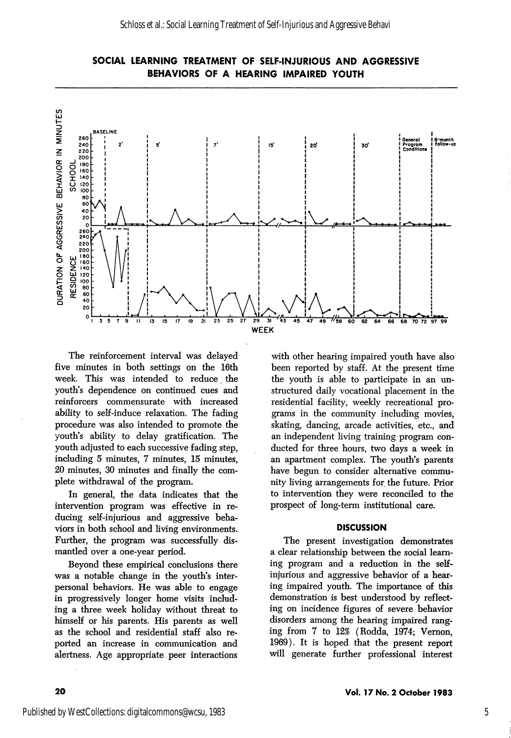The reinforcement interval was delayed five minutes in both settings on the 16th week. This was intended to reduce the youth's dependence on continued cues and reinforcers commensurate with increased ability to self-induce relaxation. The fading procedure was also intended to promote the youth's ability to delay gratification. The youth adjusted to each successive fading step, including 5 minutes, 7 minutes, 15 minutes, 20 minutes, 30 minutes and finally the complete withdrawal of the program.

In general, the data indicates that the intervention program was effective in reducing self-injurious and aggressive behaviors in both school and living environments. Further, the program was successfully dismantled over a one-year period.

Beyond these empirical conclusions there was a notable change in the youth's interpersonal behaviors. He was able to engage in progressively longer home visits including a three week holiday without threat to himself or his parents. His parents as well as the school and residential staff also reported an increase in communication and alertness. Age appropriate peer interactions with other hearing impaired youth have also been reported by staff. At the present time the youth is able to participate in an unstructured daily vocational placement in the residential facility, weekly recreational programs in the community including movies, skating, dancing, arcade activities, etc., and an independent living training program conducted for three hours, two days a week in an apartment complex. The youth's parents have begun to consider alternative community living arrangements for the future. Prior to intervention they were reconciled to the prospect of long-term institutional care.

## DISCUSSION

The present investigation demonstrates a clear relationship between the social learning program and a reduction in the self-injurious and aggressive behavior of a hearing impaired youth. The importance of this demonstration is best understood by reflecting on incidence figures of severe behavior disorders among the hearing impaired ranging from 7 to 12% (Rodda, 1974; Vernon, 1969). It is hoped that the present report will generate further professional interest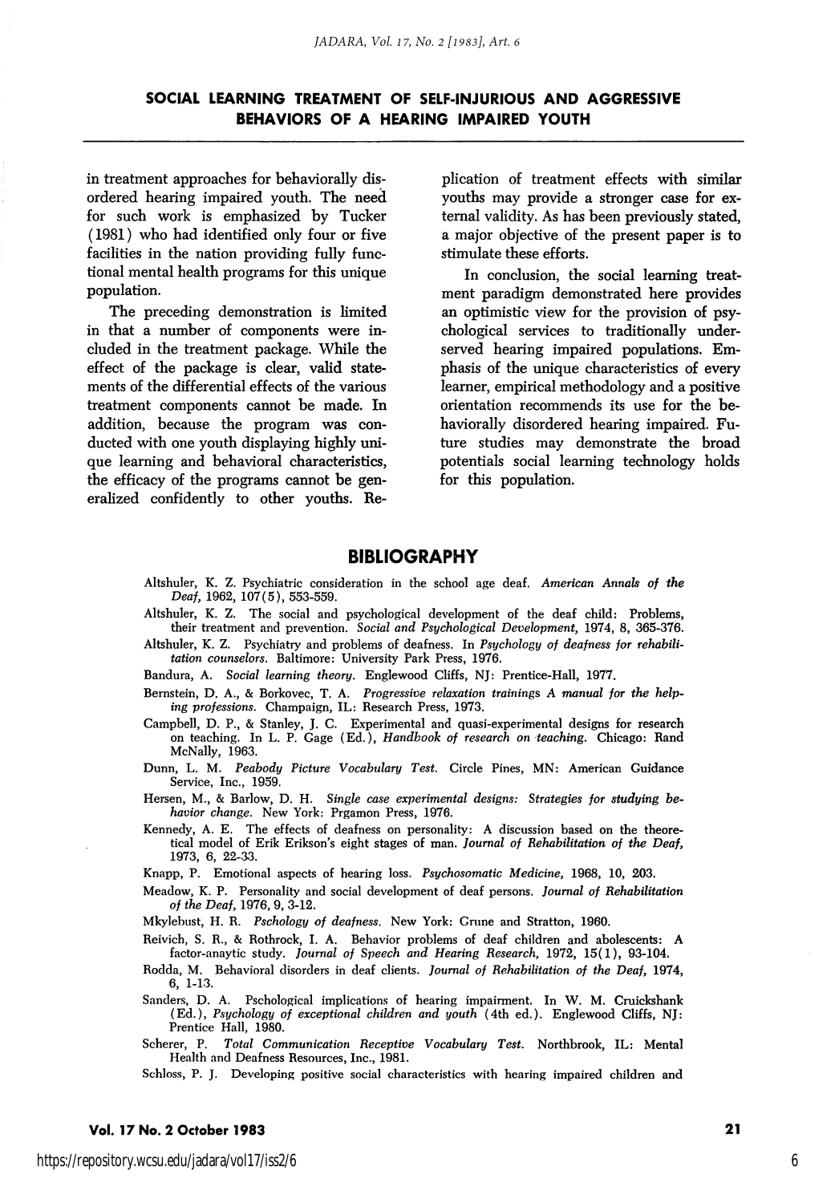## SOCIAL LEARNING TREATMENT OF SELF-INJURIOUS AND AGGRESSIVE BEHAVIORS OF A HEARING IMPAIRED YOUTH

in treatment approaches for behaviorally disordered hearing impaired youth. The need for such work is emphasized by Tucker (1981) who had identified only four or five facilities in the nation providing fully functional mental health programs for this unique population.

The preceding demonstration is limited in that a number of components were included in the treatment package. While the effect of the package is clear, valid statements of the differential effects of the various treatment components cannot be made. In addition, because the program was conducted with one youth displaying highly unique learning and behavioral characteristics, the efficacy of the programs cannot be generalized confidently to other youths. Replication of treatment effects with similar youths may provide a stronger case for external validity. As has been previously stated, a major objective of the present paper is to stimulate these efforts.

In conclusion, the social learning treatment paradigm demonstrated here provides an optimistic view for the provision of psychological services to traditionally underserved hearing impaired populations. Emphasis of the unique characteristics of every learner, empirical methodology and a positive orientation recommends its use for the behaviorally disordered hearing impaired. Future studies may demonstrate the broad potentials social learning technology holds for this population.

## BIBLIOGRAPHY

Altshuler, K. Z. Psychiatric consideration in the school age deaf. *American Annals of the Deaf*, 1962, 107(5), 553-559.

Altshuler, K. Z. The social and psychological development of the deaf child: Problems, their treatment and prevention. *Social and Psychological Development*, 1974, 8, 365-376.

Altshuler, K. Z. Psychiatry and problems of deafness. In *Psychology of deafness for rehabilitation counselors*. Baltimore: University Park Press, 1976.

Bandura, A. *Social learning theory*. Englewood Cliffs, NJ: Prentice-Hall, 1977.

Bernstein, D. A., & Borkovec, T. A. *Progressive relaxation trainings A manual for the helping professions*. Champaign, IL: Research Press, 1973.

Campbell, D. P., & Stanley, J. C. Experimental and quasi-experimental designs for research on teaching. In L. P. Gage (Ed.), *Handbook of research on teaching*. Chicago: Rand McNally, 1963.

Dunn, L. M. *Peabody Picture Vocabulary Test*. Circle Pines, MN: American Guidance Service, Inc., 1959.

Hersen, M., & Barlow, D. H. *Single case experimental designs: Strategies for studying behavior change*. New York: Prgamon Press, 1976.

Kennedy, A. E. The effects of deafness on personality: A discussion based on the theoretical model of Erik Erikson's eight stages of man. *Journal of Rehabilitation of the Deaf*, 1973, 6, 22-33.

Knapp, P. Emotional aspects of hearing loss. *Psychosomatic Medicine*, 1968, 10, 203.

Meadow, K. P. Personality and social development of deaf persons. *Journal of Rehabilitation of the Deaf*, 1976, 9, 3-12.

Mkylebust, H. R. *Pschology of deafness*. New York: Grune and Stratton, 1960.

Reivich, S. R., & Rothrock, I. A. Behavior problems of deaf children and abolescents: A factor-anaytic study. *Journal of Speech and Hearing Research*, 1972, 15(1), 93-104.

Rodda, M. Behavioral disorders in deaf clients. *Journal of Rehabilitation of the Deaf*, 1974, 6, 1-13.

Sanders, D. A. Pschological implications of hearing impairment. In W. M. Cruickshank (Ed.), *Psychology of exceptional children and youth* (4th ed.). Englewood Cliffs, NJ: Prentice Hall, 1980.

Scherer, P. *Total Communication Receptive Vocabulary Test*. Northbrook, IL: Mental Health and Deafness Resources, Inc., 1981.

Schloss, P. J. Developing positive social characteristics with hearing impaired children and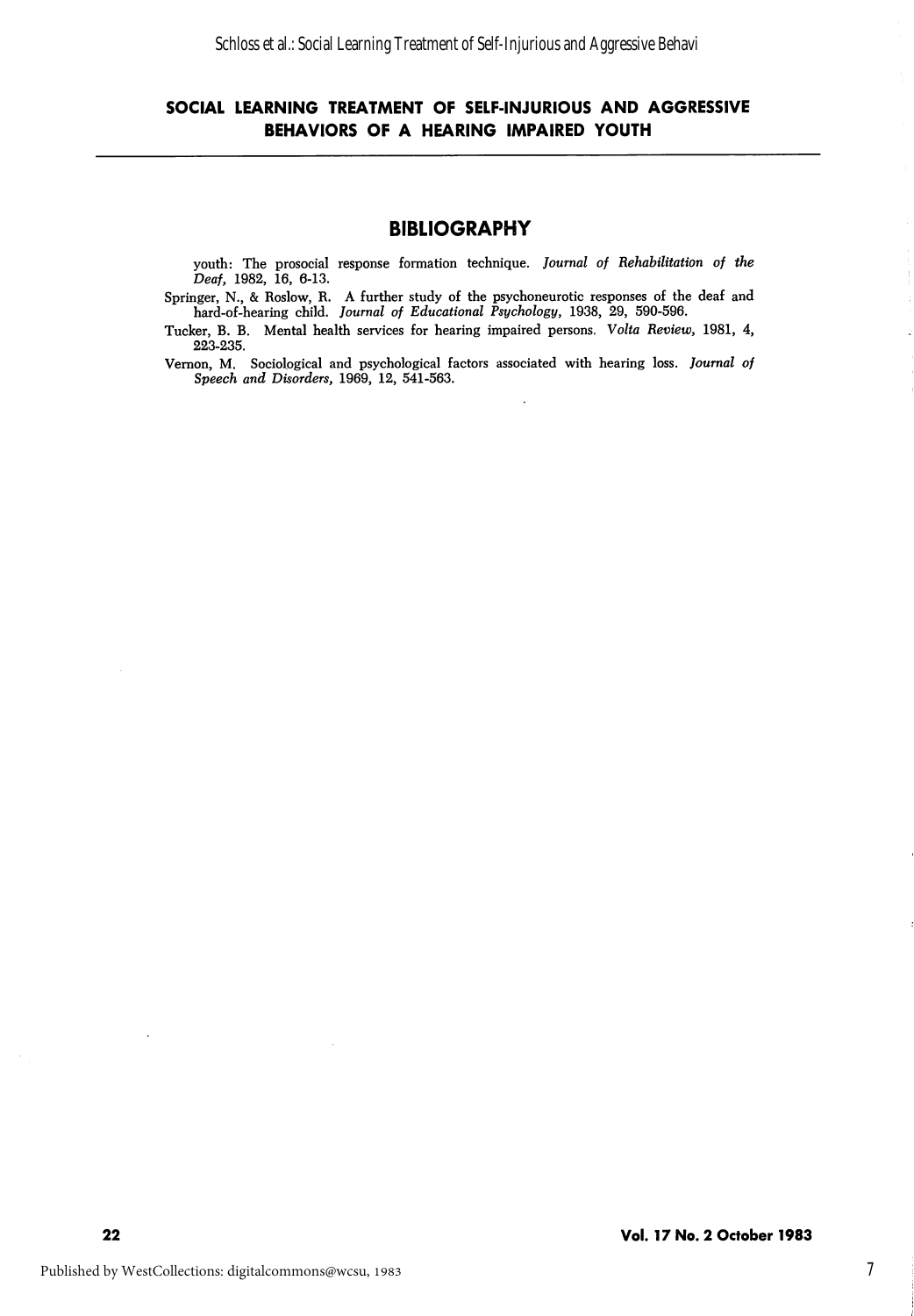## BIBLIOGRAPHY

youth: The prosocial response formation technique. *Journal of Rehabilitation of the Deaf,* 1982, 16, 6-13.

Springer, N., & Roslow, R. A further study of the psychoneurotic responses of the deaf and hard-of-hearing child. *Journal of Educational Psychology,* 1938, 29, 590-596.

Tucker, B. B. Mental health services for hearing impaired persons. *Volta Review,* 1981, 4, 223-235.

Vernon, M. Sociological and psychological factors associated with hearing loss. *Journal of Speech and Disorders,* 1969, 12, 541-563.